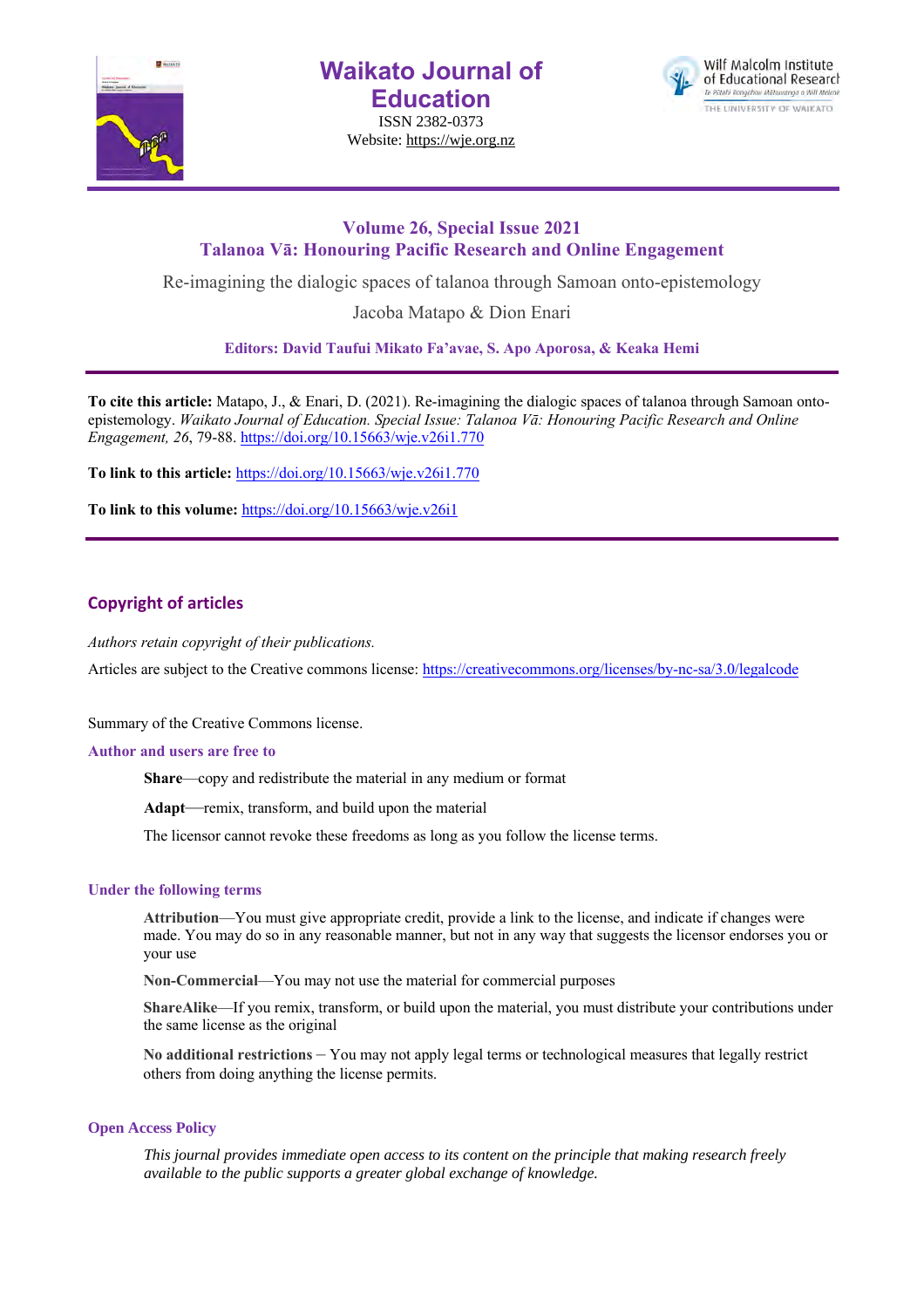# Waikato Journal of Education

ISSN 2382-0373

Website: https://wje.org.nz

## Volume 26, Special Issue 2021
## Talanoa Vā: Honouring Pacific Research and Online Engagement

Re-imagining the dialogic spaces of talanoa through Samoan onto-epistemology

Jacoba Matapo & Dion Enari

**Editors: David Taufui Mikato Fa'avae, S. Apo Aporosa, & Keaka Hemi**

**To cite this article:** Matapo, J., & Enari, D. (2021). Re-imagining the dialogic spaces of talanoa through Samoan onto-epistemology. *Waikato Journal of Education. Special Issue: Talanoa Vā: Honouring Pacific Research and Online Engagement, 26*, 79-88. https://doi.org/10.15663/wje.v26i1.770

**To link to this article:** https://doi.org/10.15663/wje.v26i1.770

**To link to this volume:** https://doi.org/10.15663/wje.v26i1

## Copyright of articles

*Authors retain copyright of their publications.*

Articles are subject to the Creative commons license: https://creativecommons.org/licenses/by-nc-sa/3.0/legalcode

Summary of the Creative Commons license.

### Author and users are free to

**Share**—copy and redistribute the material in any medium or format

**Adapt**—remix, transform, and build upon the material

The licensor cannot revoke these freedoms as long as you follow the license terms.

### Under the following terms

**Attribution**—You must give appropriate credit, provide a link to the license, and indicate if changes were made. You may do so in any reasonable manner, but not in any way that suggests the licensor endorses you or your use

**Non-Commercial**—You may not use the material for commercial purposes

**ShareAlike**—If you remix, transform, or build upon the material, you must distribute your contributions under the same license as the original

**No additional restrictions** – You may not apply legal terms or technological measures that legally restrict others from doing anything the license permits.

### Open Access Policy

*This journal provides immediate open access to its content on the principle that making research freely available to the public supports a greater global exchange of knowledge.*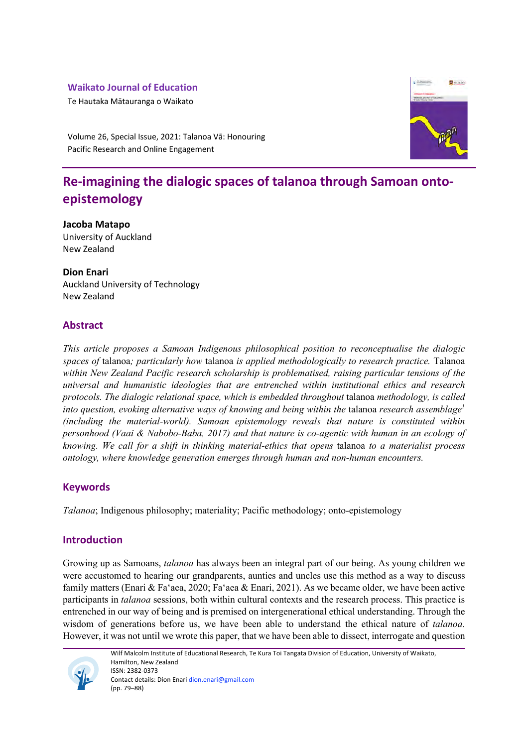**Waikato Journal of Education**

Te Hautaka Mātauranga o Waikato

Volume 26, Special Issue, 2021: Talanoa Vā: Honouring Pacific Research and Online Engagement

# Re-imagining the dialogic spaces of talanoa through Samoan onto-epistemology

**Jacoba Matapo**
University of Auckland
New Zealand

**Dion Enari**
Auckland University of Technology
New Zealand

## Abstract

*This article proposes a Samoan Indigenous philosophical position to reconceptualise the dialogic spaces of* talanoa*; particularly how* talanoa *is applied methodologically to research practice.* Talanoa *within New Zealand Pacific research scholarship is problematised, raising particular tensions of the universal and humanistic ideologies that are entrenched within institutional ethics and research protocols. The dialogic relational space, which is embedded throughout* talanoa *methodology, is called into question, evoking alternative ways of knowing and being within the* talanoa *research assemblage*[1] *(including the material-world). Samoan epistemology reveals that nature is constituted within personhood (Vaai & Nabobo-Baba, 2017) and that nature is co-agentic with human in an ecology of knowing. We call for a shift in thinking material-ethics that opens* talanoa *to a materialist process ontology, where knowledge generation emerges through human and non-human encounters.*

## Keywords

*Talanoa*; Indigenous philosophy; materiality; Pacific methodology; onto-epistemology

## Introduction

Growing up as Samoans, *talanoa* has always been an integral part of our being. As young children we were accustomed to hearing our grandparents, aunties and uncles use this method as a way to discuss family matters (Enari & Fa‘aea, 2020; Fa‘aea & Enari, 2021). As we became older, we have been active participants in *talanoa* sessions, both within cultural contexts and the research process. This practice is entrenched in our way of being and is premised on intergenerational ethical understanding. Through the wisdom of generations before us, we have been able to understand the ethical nature of *talanoa*. However, it was not until we wrote this paper, that we have been able to dissect, interrogate and question

Wilf Malcolm Institute of Educational Research, Te Kura Toi Tangata Division of Education, University of Waikato, Hamilton, New Zealand
ISSN: 2382-0373
Contact details: Dion Enari dion.enari@gmail.com
(pp. 79–88)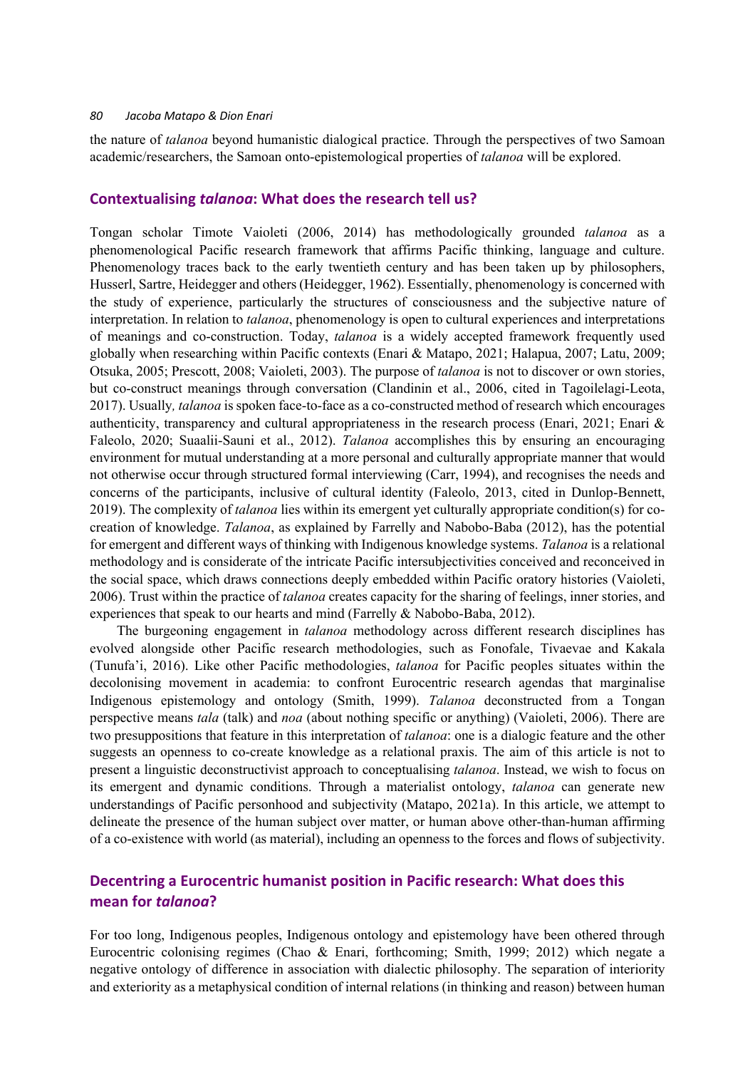the nature of *talanoa* beyond humanistic dialogical practice. Through the perspectives of two Samoan academic/researchers, the Samoan onto-epistemological properties of *talanoa* will be explored.

## Contextualising *talanoa*: What does the research tell us?

Tongan scholar Timote Vaioleti (2006, 2014) has methodologically grounded *talanoa* as a phenomenological Pacific research framework that affirms Pacific thinking, language and culture. Phenomenology traces back to the early twentieth century and has been taken up by philosophers, Husserl, Sartre, Heidegger and others (Heidegger, 1962). Essentially, phenomenology is concerned with the study of experience, particularly the structures of consciousness and the subjective nature of interpretation. In relation to *talanoa*, phenomenology is open to cultural experiences and interpretations of meanings and co-construction. Today, *talanoa* is a widely accepted framework frequently used globally when researching within Pacific contexts (Enari & Matapo, 2021; Halapua, 2007; Latu, 2009; Otsuka, 2005; Prescott, 2008; Vaioleti, 2003). The purpose of *talanoa* is not to discover or own stories, but co-construct meanings through conversation (Clandinin et al., 2006, cited in Tagoilelagi-Leota, 2017). Usually*, talanoa* is spoken face-to-face as a co-constructed method of research which encourages authenticity, transparency and cultural appropriateness in the research process (Enari, 2021; Enari & Faleolo, 2020; Suaalii-Sauni et al., 2012). *Talanoa* accomplishes this by ensuring an encouraging environment for mutual understanding at a more personal and culturally appropriate manner that would not otherwise occur through structured formal interviewing (Carr, 1994), and recognises the needs and concerns of the participants, inclusive of cultural identity (Faleolo, 2013, cited in Dunlop-Bennett, 2019). The complexity of *talanoa* lies within its emergent yet culturally appropriate condition(s) for co-creation of knowledge. *Talanoa*, as explained by Farrelly and Nabobo-Baba (2012), has the potential for emergent and different ways of thinking with Indigenous knowledge systems. *Talanoa* is a relational methodology and is considerate of the intricate Pacific intersubjectivities conceived and reconceived in the social space, which draws connections deeply embedded within Pacific oratory histories (Vaioleti, 2006). Trust within the practice of *talanoa* creates capacity for the sharing of feelings, inner stories, and experiences that speak to our hearts and mind (Farrelly & Nabobo-Baba, 2012).

The burgeoning engagement in *talanoa* methodology across different research disciplines has evolved alongside other Pacific research methodologies, such as Fonofale, Tivaevae and Kakala (Tunufa'i, 2016). Like other Pacific methodologies, *talanoa* for Pacific peoples situates within the decolonising movement in academia: to confront Eurocentric research agendas that marginalise Indigenous epistemology and ontology (Smith, 1999). *Talanoa* deconstructed from a Tongan perspective means *tala* (talk) and *noa* (about nothing specific or anything) (Vaioleti, 2006). There are two presuppositions that feature in this interpretation of *talanoa*: one is a dialogic feature and the other suggests an openness to co-create knowledge as a relational praxis. The aim of this article is not to present a linguistic deconstructivist approach to conceptualising *talanoa*. Instead, we wish to focus on its emergent and dynamic conditions. Through a materialist ontology, *talanoa* can generate new understandings of Pacific personhood and subjectivity (Matapo, 2021a). In this article, we attempt to delineate the presence of the human subject over matter, or human above other-than-human affirming of a co-existence with world (as material), including an openness to the forces and flows of subjectivity.

## Decentring a Eurocentric humanist position in Pacific research: What does this mean for *talanoa*?

For too long, Indigenous peoples, Indigenous ontology and epistemology have been othered through Eurocentric colonising regimes (Chao & Enari, forthcoming; Smith, 1999; 2012) which negate a negative ontology of difference in association with dialectic philosophy. The separation of interiority and exteriority as a metaphysical condition of internal relations (in thinking and reason) between human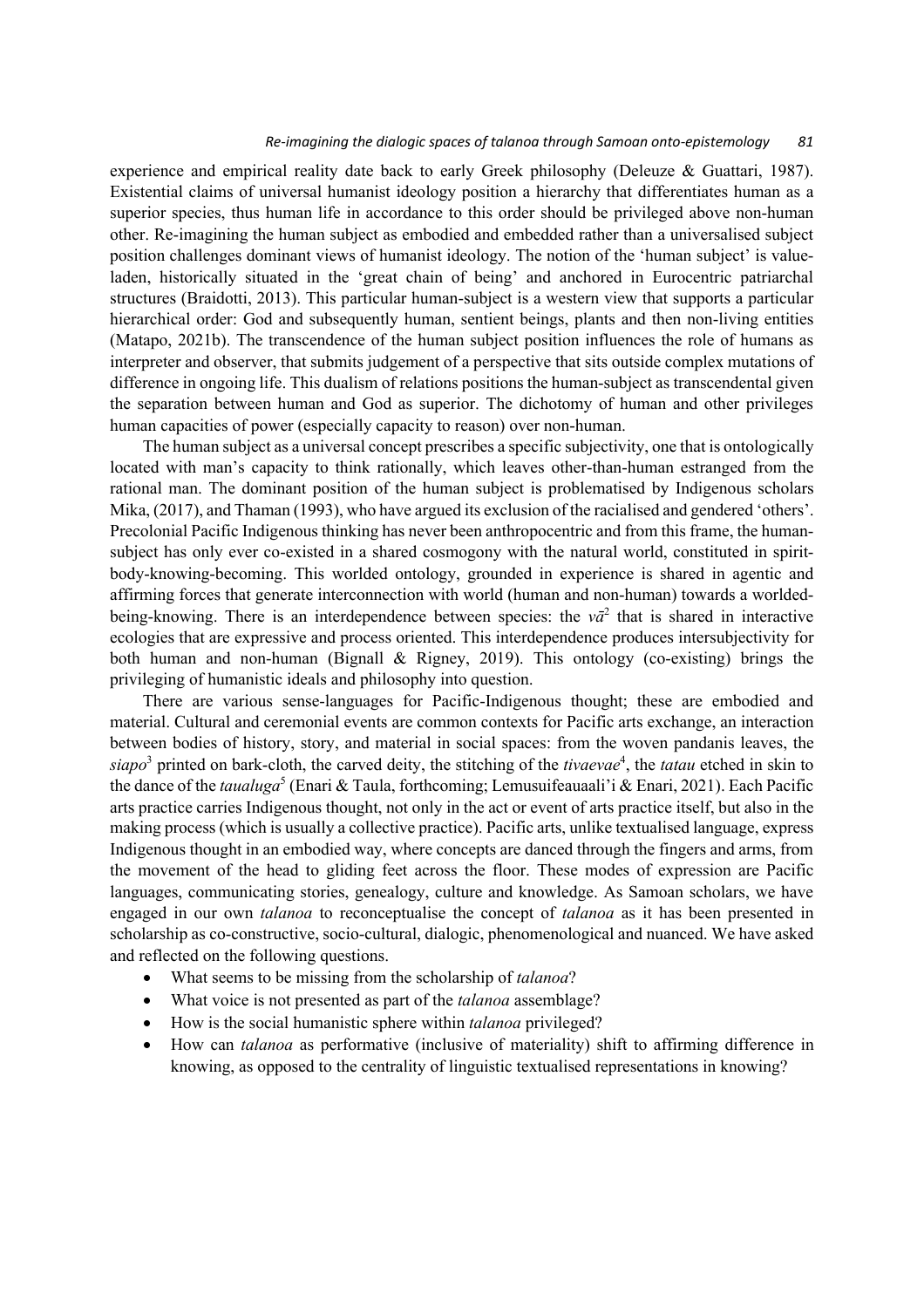experience and empirical reality date back to early Greek philosophy (Deleuze & Guattari, 1987). Existential claims of universal humanist ideology position a hierarchy that differentiates human as a superior species, thus human life in accordance to this order should be privileged above non-human other. Re-imagining the human subject as embodied and embedded rather than a universalised subject position challenges dominant views of humanist ideology. The notion of the 'human subject' is value-laden, historically situated in the 'great chain of being' and anchored in Eurocentric patriarchal structures (Braidotti, 2013). This particular human-subject is a western view that supports a particular hierarchical order: God and subsequently human, sentient beings, plants and then non-living entities (Matapo, 2021b). The transcendence of the human subject position influences the role of humans as interpreter and observer, that submits judgement of a perspective that sits outside complex mutations of difference in ongoing life. This dualism of relations positions the human-subject as transcendental given the separation between human and God as superior. The dichotomy of human and other privileges human capacities of power (especially capacity to reason) over non-human.

The human subject as a universal concept prescribes a specific subjectivity, one that is ontologically located with man's capacity to think rationally, which leaves other-than-human estranged from the rational man. The dominant position of the human subject is problematised by Indigenous scholars Mika, (2017), and Thaman (1993), who have argued its exclusion of the racialised and gendered 'others'. Precolonial Pacific Indigenous thinking has never been anthropocentric and from this frame, the human-subject has only ever co-existed in a shared cosmogony with the natural world, constituted in spirit-body-knowing-becoming. This worlded ontology, grounded in experience is shared in agentic and affirming forces that generate interconnection with world (human and non-human) towards a worlded-being-knowing. There is an interdependence between species: the *vā*[2] that is shared in interactive ecologies that are expressive and process oriented. This interdependence produces intersubjectivity for both human and non-human (Bignall & Rigney, 2019). This ontology (co-existing) brings the privileging of humanistic ideals and philosophy into question.

There are various sense-languages for Pacific-Indigenous thought; these are embodied and material. Cultural and ceremonial events are common contexts for Pacific arts exchange, an interaction between bodies of history, story, and material in social spaces: from the woven pandanis leaves, the *siapo*[3] printed on bark-cloth, the carved deity, the stitching of the *tivaevae*[4], the *tatau* etched in skin to the dance of the *taualuga*[5] (Enari & Taula, forthcoming; Lemusuifeauaali'i & Enari, 2021). Each Pacific arts practice carries Indigenous thought, not only in the act or event of arts practice itself, but also in the making process (which is usually a collective practice). Pacific arts, unlike textualised language, express Indigenous thought in an embodied way, where concepts are danced through the fingers and arms, from the movement of the head to gliding feet across the floor. These modes of expression are Pacific languages, communicating stories, genealogy, culture and knowledge. As Samoan scholars, we have engaged in our own *talanoa* to reconceptualise the concept of *talanoa* as it has been presented in scholarship as co-constructive, socio-cultural, dialogic, phenomenological and nuanced. We have asked and reflected on the following questions.

- What seems to be missing from the scholarship of *talanoa*?
- What voice is not presented as part of the *talanoa* assemblage?
- How is the social humanistic sphere within *talanoa* privileged?
- How can *talanoa* as performative (inclusive of materiality) shift to affirming difference in knowing, as opposed to the centrality of linguistic textualised representations in knowing?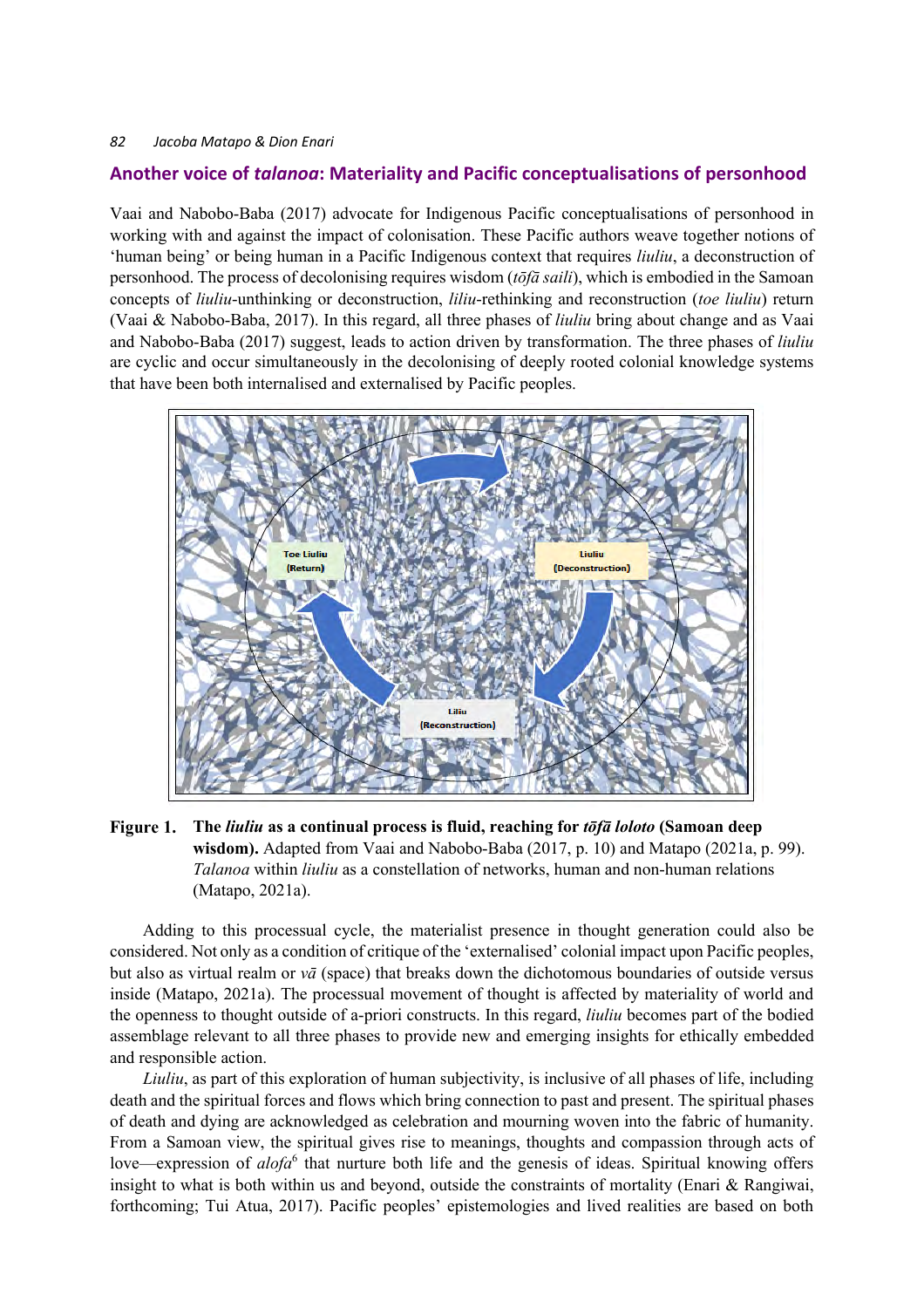## Another voice of *talanoa*: Materiality and Pacific conceptualisations of personhood

Vaai and Nabobo-Baba (2017) advocate for Indigenous Pacific conceptualisations of personhood in working with and against the impact of colonisation. These Pacific authors weave together notions of 'human being' or being human in a Pacific Indigenous context that requires *liuliu*, a deconstruction of personhood. The process of decolonising requires wisdom (*tōfā saili*), which is embodied in the Samoan concepts of *liuliu*-unthinking or deconstruction, *lilīu*-rethinking and reconstruction (*toe liuliu*) return (Vaai & Nabobo-Baba, 2017). In this regard, all three phases of *liuliu* bring about change and as Vaai and Nabobo-Baba (2017) suggest, leads to action driven by transformation. The three phases of *liuliu* are cyclic and occur simultaneously in the decolonising of deeply rooted colonial knowledge systems that have been both internalised and externalised by Pacific peoples.

**Figure 1. The *liuliu* as a continual process is fluid, reaching for *tōfā loloto* (Samoan deep wisdom).** Adapted from Vaai and Nabobo-Baba (2017, p. 10) and Matapo (2021a, p. 99). *Talanoa* within *liuliu* as a constellation of networks, human and non-human relations (Matapo, 2021a).

Adding to this processual cycle, the materialist presence in thought generation could also be considered. Not only as a condition of critique of the 'externalised' colonial impact upon Pacific peoples, but also as virtual realm or *vā* (space) that breaks down the dichotomous boundaries of outside versus inside (Matapo, 2021a). The processual movement of thought is affected by materiality of world and the openness to thought outside of a-priori constructs. In this regard, *liuliu* becomes part of the bodied assemblage relevant to all three phases to provide new and emerging insights for ethically embedded and responsible action.

*Liuliu*, as part of this exploration of human subjectivity, is inclusive of all phases of life, including death and the spiritual forces and flows which bring connection to past and present. The spiritual phases of death and dying are acknowledged as celebration and mourning woven into the fabric of humanity. From a Samoan view, the spiritual gives rise to meanings, thoughts and compassion through acts of love—expression of *alofa*[6] that nurture both life and the genesis of ideas. Spiritual knowing offers insight to what is both within us and beyond, outside the constraints of mortality (Enari & Rangiwai, forthcoming; Tui Atua, 2017). Pacific peoples' epistemologies and lived realities are based on both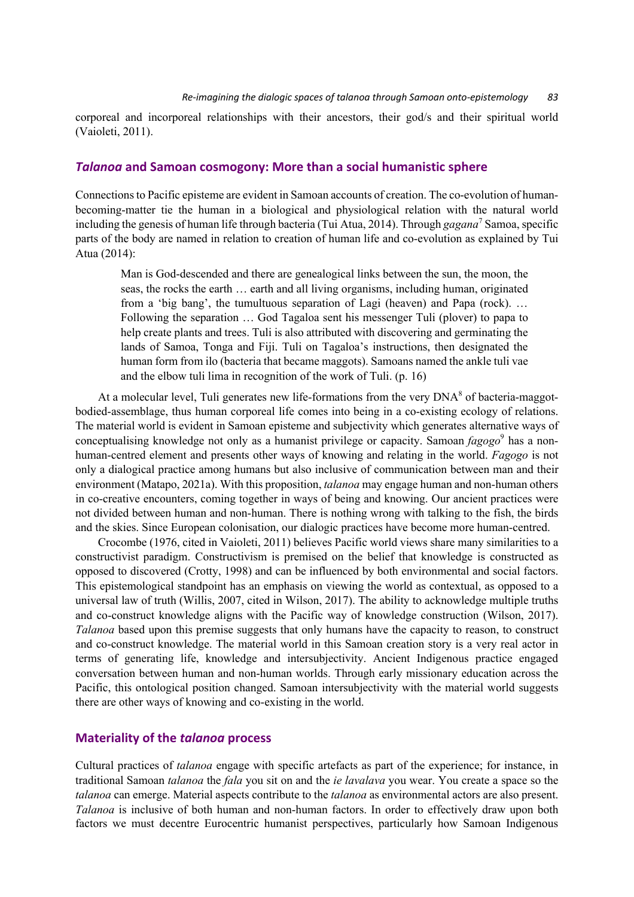corporeal and incorporeal relationships with their ancestors, their god/s and their spiritual world (Vaioleti, 2011).

## *Talanoa* and Samoan cosmogony: More than a social humanistic sphere

Connections to Pacific episteme are evident in Samoan accounts of creation. The co-evolution of human-becoming-matter tie the human in a biological and physiological relation with the natural world including the genesis of human life through bacteria (Tui Atua, 2014). Through *gagana*[7] Samoa, specific parts of the body are named in relation to creation of human life and co-evolution as explained by Tui Atua (2014):

> Man is God-descended and there are genealogical links between the sun, the moon, the seas, the rocks the earth … earth and all living organisms, including human, originated from a 'big bang', the tumultuous separation of Lagi (heaven) and Papa (rock). … Following the separation … God Tagaloa sent his messenger Tuli (plover) to papa to help create plants and trees. Tuli is also attributed with discovering and germinating the lands of Samoa, Tonga and Fiji. Tuli on Tagaloa's instructions, then designated the human form from ilo (bacteria that became maggots). Samoans named the ankle tuli vae and the elbow tuli lima in recognition of the work of Tuli. (p. 16)

At a molecular level, Tuli generates new life-formations from the very DNA[8] of bacteria-maggot-bodied-assemblage, thus human corporeal life comes into being in a co-existing ecology of relations. The material world is evident in Samoan episteme and subjectivity which generates alternative ways of conceptualising knowledge not only as a humanist privilege or capacity. Samoan *fagogo*[9] has a non-human-centred element and presents other ways of knowing and relating in the world. *Fagogo* is not only a dialogical practice among humans but also inclusive of communication between man and their environment (Matapo, 2021a). With this proposition, *talanoa* may engage human and non-human others in co-creative encounters, coming together in ways of being and knowing. Our ancient practices were not divided between human and non-human. There is nothing wrong with talking to the fish, the birds and the skies. Since European colonisation, our dialogic practices have become more human-centred.

Crocombe (1976, cited in Vaioleti, 2011) believes Pacific world views share many similarities to a constructivist paradigm. Constructivism is premised on the belief that knowledge is constructed as opposed to discovered (Crotty, 1998) and can be influenced by both environmental and social factors. This epistemological standpoint has an emphasis on viewing the world as contextual, as opposed to a universal law of truth (Willis, 2007, cited in Wilson, 2017). The ability to acknowledge multiple truths and co-construct knowledge aligns with the Pacific way of knowledge construction (Wilson, 2017). *Talanoa* based upon this premise suggests that only humans have the capacity to reason, to construct and co-construct knowledge. The material world in this Samoan creation story is a very real actor in terms of generating life, knowledge and intersubjectivity. Ancient Indigenous practice engaged conversation between human and non-human worlds. Through early missionary education across the Pacific, this ontological position changed. Samoan intersubjectivity with the material world suggests there are other ways of knowing and co-existing in the world.

## Materiality of the *talanoa* process

Cultural practices of *talanoa* engage with specific artefacts as part of the experience; for instance, in traditional Samoan *talanoa* the *fala* you sit on and the *ie lavalava* you wear. You create a space so the *talanoa* can emerge. Material aspects contribute to the *talanoa* as environmental actors are also present. *Talanoa* is inclusive of both human and non-human factors. In order to effectively draw upon both factors we must decentre Eurocentric humanist perspectives, particularly how Samoan Indigenous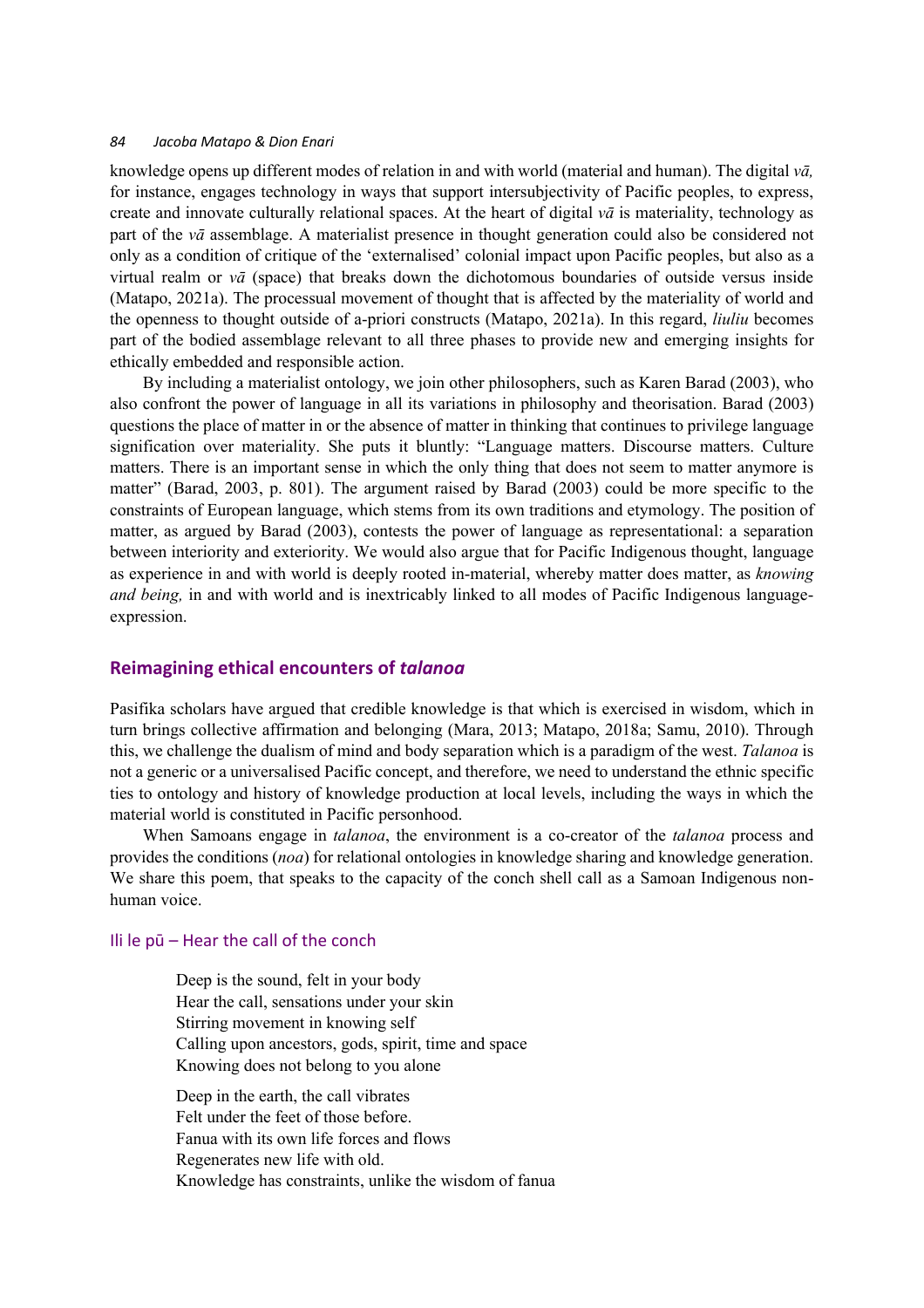knowledge opens up different modes of relation in and with world (material and human). The digital *vā,* for instance, engages technology in ways that support intersubjectivity of Pacific peoples, to express, create and innovate culturally relational spaces. At the heart of digital *vā* is materiality, technology as part of the *vā* assemblage. A materialist presence in thought generation could also be considered not only as a condition of critique of the 'externalised' colonial impact upon Pacific peoples, but also as a virtual realm or *vā* (space) that breaks down the dichotomous boundaries of outside versus inside (Matapo, 2021a). The processual movement of thought that is affected by the materiality of world and the openness to thought outside of a-priori constructs (Matapo, 2021a). In this regard, *liuliu* becomes part of the bodied assemblage relevant to all three phases to provide new and emerging insights for ethically embedded and responsible action.

By including a materialist ontology, we join other philosophers, such as Karen Barad (2003), who also confront the power of language in all its variations in philosophy and theorisation. Barad (2003) questions the place of matter in or the absence of matter in thinking that continues to privilege language signification over materiality. She puts it bluntly: "Language matters. Discourse matters. Culture matters. There is an important sense in which the only thing that does not seem to matter anymore is matter" (Barad, 2003, p. 801). The argument raised by Barad (2003) could be more specific to the constraints of European language, which stems from its own traditions and etymology. The position of matter, as argued by Barad (2003), contests the power of language as representational: a separation between interiority and exteriority. We would also argue that for Pacific Indigenous thought, language as experience in and with world is deeply rooted in-material, whereby matter does matter, as *knowing and being,* in and with world and is inextricably linked to all modes of Pacific Indigenous language-expression.

## Reimagining ethical encounters of *talanoa*

Pasifika scholars have argued that credible knowledge is that which is exercised in wisdom, which in turn brings collective affirmation and belonging (Mara, 2013; Matapo, 2018a; Samu, 2010). Through this, we challenge the dualism of mind and body separation which is a paradigm of the west. *Talanoa* is not a generic or a universalised Pacific concept, and therefore, we need to understand the ethnic specific ties to ontology and history of knowledge production at local levels, including the ways in which the material world is constituted in Pacific personhood.

When Samoans engage in *talanoa*, the environment is a co-creator of the *talanoa* process and provides the conditions (*noa*) for relational ontologies in knowledge sharing and knowledge generation. We share this poem, that speaks to the capacity of the conch shell call as a Samoan Indigenous non-human voice.

### Ili le pū – Hear the call of the conch

Deep is the sound, felt in your body  
Hear the call, sensations under your skin  
Stirring movement in knowing self  
Calling upon ancestors, gods, spirit, time and space  
Knowing does not belong to you alone

Deep in the earth, the call vibrates  
Felt under the feet of those before.  
Fanua with its own life forces and flows  
Regenerates new life with old.  
Knowledge has constraints, unlike the wisdom of fanua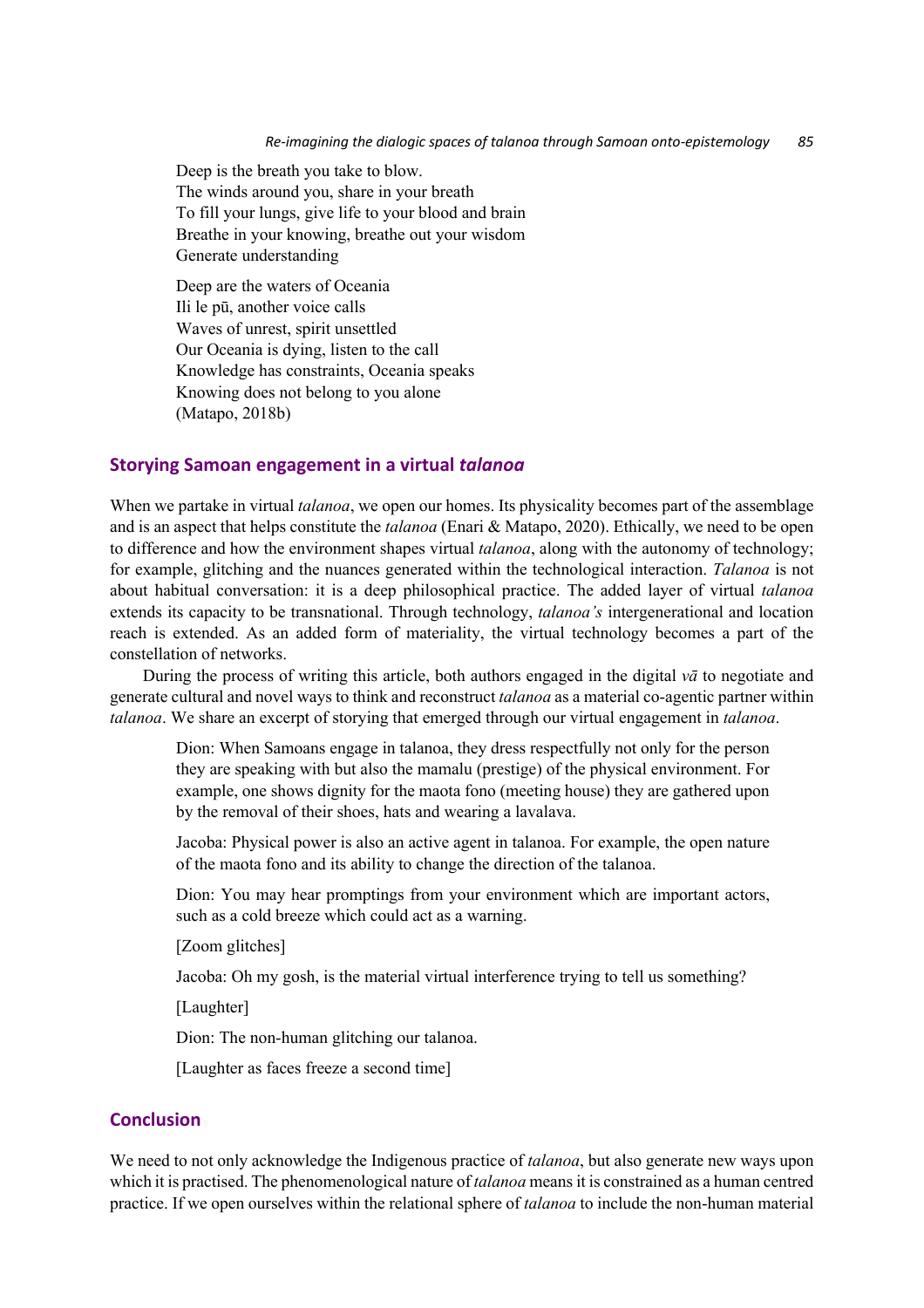Deep is the breath you take to blow.
The winds around you, share in your breath
To fill your lungs, give life to your blood and brain
Breathe in your knowing, breathe out your wisdom
Generate understanding

Deep are the waters of Oceania
Ili le pū, another voice calls
Waves of unrest, spirit unsettled
Our Oceania is dying, listen to the call
Knowledge has constraints, Oceania speaks
Knowing does not belong to you alone
(Matapo, 2018b)

## Storying Samoan engagement in a virtual *talanoa*

When we partake in virtual *talanoa*, we open our homes. Its physicality becomes part of the assemblage and is an aspect that helps constitute the *talanoa* (Enari & Matapo, 2020). Ethically, we need to be open to difference and how the environment shapes virtual *talanoa*, along with the autonomy of technology; for example, glitching and the nuances generated within the technological interaction. *Talanoa* is not about habitual conversation: it is a deep philosophical practice. The added layer of virtual *talanoa* extends its capacity to be transnational. Through technology, *talanoa's* intergenerational and location reach is extended. As an added form of materiality, the virtual technology becomes a part of the constellation of networks.

During the process of writing this article, both authors engaged in the digital *vā* to negotiate and generate cultural and novel ways to think and reconstruct *talanoa* as a material co-agentic partner within *talanoa*. We share an excerpt of storying that emerged through our virtual engagement in *talanoa*.

> Dion: When Samoans engage in talanoa, they dress respectfully not only for the person they are speaking with but also the mamalu (prestige) of the physical environment. For example, one shows dignity for the maota fono (meeting house) they are gathered upon by the removal of their shoes, hats and wearing a lavalava.
>
> Jacoba: Physical power is also an active agent in talanoa. For example, the open nature of the maota fono and its ability to change the direction of the talanoa.
>
> Dion: You may hear promptings from your environment which are important actors, such as a cold breeze which could act as a warning.
>
> [Zoom glitches]
>
> Jacoba: Oh my gosh, is the material virtual interference trying to tell us something?
>
> [Laughter]
>
> Dion: The non-human glitching our talanoa.
>
> [Laughter as faces freeze a second time]

## Conclusion

We need to not only acknowledge the Indigenous practice of *talanoa*, but also generate new ways upon which it is practised. The phenomenological nature of *talanoa* means it is constrained as a human centred practice. If we open ourselves within the relational sphere of *talanoa* to include the non-human material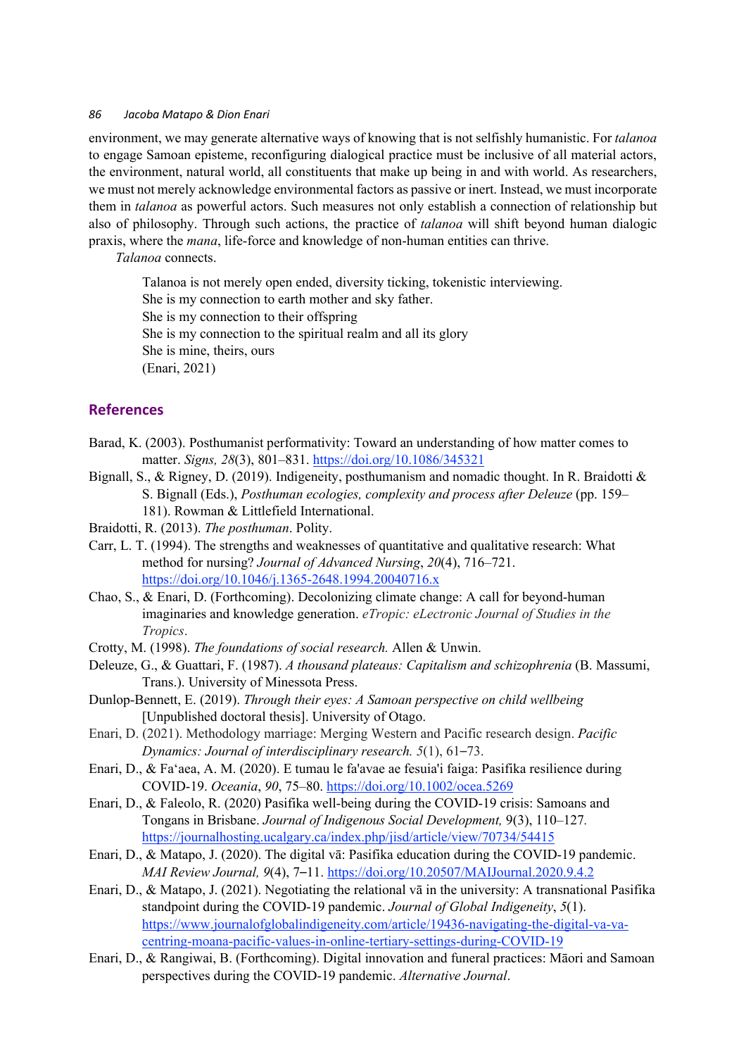environment, we may generate alternative ways of knowing that is not selfishly humanistic. For *talanoa* to engage Samoan episteme, reconfiguring dialogical practice must be inclusive of all material actors, the environment, natural world, all constituents that make up being in and with world. As researchers, we must not merely acknowledge environmental factors as passive or inert. Instead, we must incorporate them in *talanoa* as powerful actors. Such measures not only establish a connection of relationship but also of philosophy. Through such actions, the practice of *talanoa* will shift beyond human dialogic praxis, where the *mana*, life-force and knowledge of non-human entities can thrive.

*Talanoa* connects.

> Talanoa is not merely open ended, diversity ticking, tokenistic interviewing.
> She is my connection to earth mother and sky father.
> She is my connection to their offspring
> She is my connection to the spiritual realm and all its glory
> She is mine, theirs, ours
> (Enari, 2021)

## References

Barad, K. (2003). Posthumanist performativity: Toward an understanding of how matter comes to matter. *Signs, 28*(3), 801–831. https://doi.org/10.1086/345321

Bignall, S., & Rigney, D. (2019). Indigeneity, posthumanism and nomadic thought. In R. Braidotti & S. Bignall (Eds.), *Posthuman ecologies, complexity and process after Deleuze* (pp. 159–181). Rowman & Littlefield International.

Braidotti, R. (2013). *The posthuman*. Polity.

Carr, L. T. (1994). The strengths and weaknesses of quantitative and qualitative research: What method for nursing? *Journal of Advanced Nursing*, *20*(4), 716–721. https://doi.org/10.1046/j.1365-2648.1994.20040716.x

Chao, S., & Enari, D. (Forthcoming). Decolonizing climate change: A call for beyond-human imaginaries and knowledge generation. *eTropic: eLectronic Journal of Studies in the Tropics*.

Crotty, M. (1998). *The foundations of social research.* Allen & Unwin.

Deleuze, G., & Guattari, F. (1987). *A thousand plateaus: Capitalism and schizophrenia* (B. Massumi, Trans.). University of Minessota Press.

Dunlop-Bennett, E. (2019). *Through their eyes: A Samoan perspective on child wellbeing* [Unpublished doctoral thesis]. University of Otago.

Enari, D. (2021). Methodology marriage: Merging Western and Pacific research design. *Pacific Dynamics: Journal of interdisciplinary research. 5*(1), 61–73.

Enari, D., & Fa'aea, A. M. (2020). E tumau le fa'avae ae fesuia'i faiga: Pasifika resilience during COVID-19. *Oceania*, *90*, 75–80. https://doi.org/10.1002/ocea.5269

Enari, D., & Faleolo, R. (2020) Pasifika well-being during the COVID-19 crisis: Samoans and Tongans in Brisbane. *Journal of Indigenous Social Development,* 9(3), 110–127. https://journalhosting.ucalgary.ca/index.php/jisd/article/view/70734/54415

Enari, D., & Matapo, J. (2020). The digital vā: Pasifika education during the COVID-19 pandemic. *MAI Review Journal, 9*(4), 7–11. https://doi.org/10.20507/MAIJournal.2020.9.4.2

Enari, D., & Matapo, J. (2021). Negotiating the relational vā in the university: A transnational Pasifika standpoint during the COVID-19 pandemic. *Journal of Global Indigeneity*, *5*(1). https://www.journalofglobalindigeneity.com/article/19436-navigating-the-digital-va-va-centring-moana-pacific-values-in-online-tertiary-settings-during-COVID-19

Enari, D., & Rangiwai, B. (Forthcoming). Digital innovation and funeral practices: Māori and Samoan perspectives during the COVID-19 pandemic. *Alternative Journal*.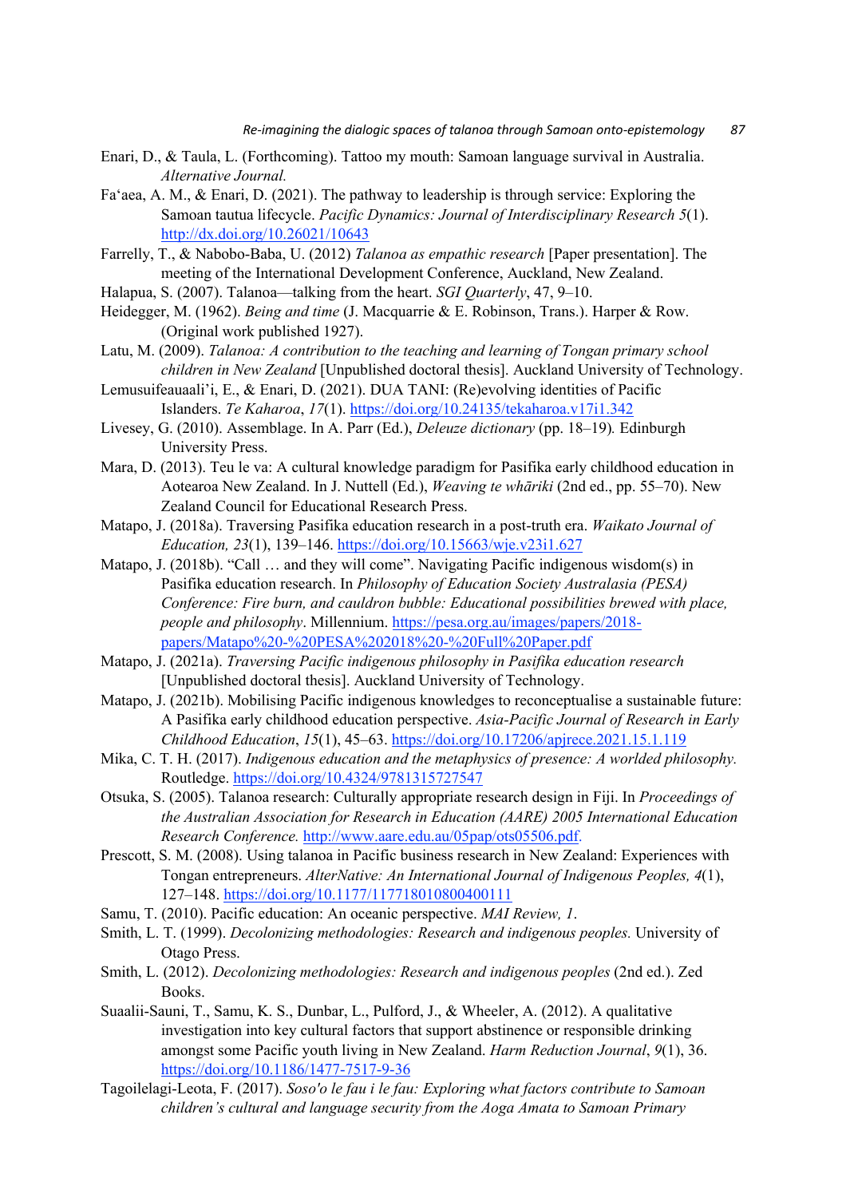Enari, D., & Taula, L. (Forthcoming). Tattoo my mouth: Samoan language survival in Australia. *Alternative Journal.*

Fa'aea, A. M., & Enari, D. (2021). The pathway to leadership is through service: Exploring the Samoan tautua lifecycle. *Pacific Dynamics: Journal of Interdisciplinary Research 5*(1). http://dx.doi.org/10.26021/10643

Farrelly, T., & Nabobo-Baba, U. (2012) *Talanoa as empathic research* [Paper presentation]. The meeting of the International Development Conference, Auckland, New Zealand.

Halapua, S. (2007). Talanoa—talking from the heart. *SGI Quarterly*, 47, 9–10.

Heidegger, M. (1962). *Being and time* (J. Macquarrie & E. Robinson, Trans.). Harper & Row. (Original work published 1927).

Latu, M. (2009). *Talanoa: A contribution to the teaching and learning of Tongan primary school children in New Zealand* [Unpublished doctoral thesis]. Auckland University of Technology.

Lemusuifeauaali'i, E., & Enari, D. (2021). DUA TANI: (Re)evolving identities of Pacific Islanders. *Te Kaharoa*, *17*(1). https://doi.org/10.24135/tekaharoa.v17i1.342

Livesey, G. (2010). Assemblage. In A. Parr (Ed.), *Deleuze dictionary* (pp. 18–19)*.* Edinburgh University Press.

Mara, D. (2013). Teu le va: A cultural knowledge paradigm for Pasifika early childhood education in Aotearoa New Zealand. In J. Nuttell (Ed.), *Weaving te whāriki* (2nd ed., pp. 55–70). New Zealand Council for Educational Research Press.

Matapo, J. (2018a). Traversing Pasifika education research in a post-truth era. *Waikato Journal of Education, 23*(1), 139–146. https://doi.org/10.15663/wje.v23i1.627

Matapo, J. (2018b). "Call … and they will come". Navigating Pacific indigenous wisdom(s) in Pasifika education research. In *Philosophy of Education Society Australasia (PESA) Conference: Fire burn, and cauldron bubble: Educational possibilities brewed with place, people and philosophy*. Millennium. https://pesa.org.au/images/papers/2018-papers/Matapo%20-%20PESA%202018%20-%20Full%20Paper.pdf

Matapo, J. (2021a). *Traversing Pacific indigenous philosophy in Pasifika education research* [Unpublished doctoral thesis]. Auckland University of Technology.

Matapo, J. (2021b). Mobilising Pacific indigenous knowledges to reconceptualise a sustainable future: A Pasifika early childhood education perspective. *Asia-Pacific Journal of Research in Early Childhood Education*, *15*(1), 45–63. https://doi.org/10.17206/apjrece.2021.15.1.119

Mika, C. T. H. (2017). *Indigenous education and the metaphysics of presence: A worlded philosophy.* Routledge. https://doi.org/10.4324/9781315727547

Otsuka, S. (2005). Talanoa research: Culturally appropriate research design in Fiji. In *Proceedings of the Australian Association for Research in Education (AARE) 2005 International Education Research Conference.* http://www.aare.edu.au/05pap/ots05506.pdf.

Prescott, S. M. (2008). Using talanoa in Pacific business research in New Zealand: Experiences with Tongan entrepreneurs. *AlterNative: An International Journal of Indigenous Peoples, 4*(1), 127–148. https://doi.org/10.1177/117718010800400111

Samu, T. (2010). Pacific education: An oceanic perspective. *MAI Review, 1*.

Smith, L. T. (1999). *Decolonizing methodologies: Research and indigenous peoples.* University of Otago Press.

Smith, L. (2012). *Decolonizing methodologies: Research and indigenous peoples* (2nd ed.). Zed Books.

Suaalii-Sauni, T., Samu, K. S., Dunbar, L., Pulford, J., & Wheeler, A. (2012). A qualitative investigation into key cultural factors that support abstinence or responsible drinking amongst some Pacific youth living in New Zealand. *Harm Reduction Journal*, *9*(1), 36. https://doi.org/10.1186/1477-7517-9-36

Tagoilelagi-Leota, F. (2017). *Soso'o le fau i le fau: Exploring what factors contribute to Samoan children's cultural and language security from the Aoga Amata to Samoan Primary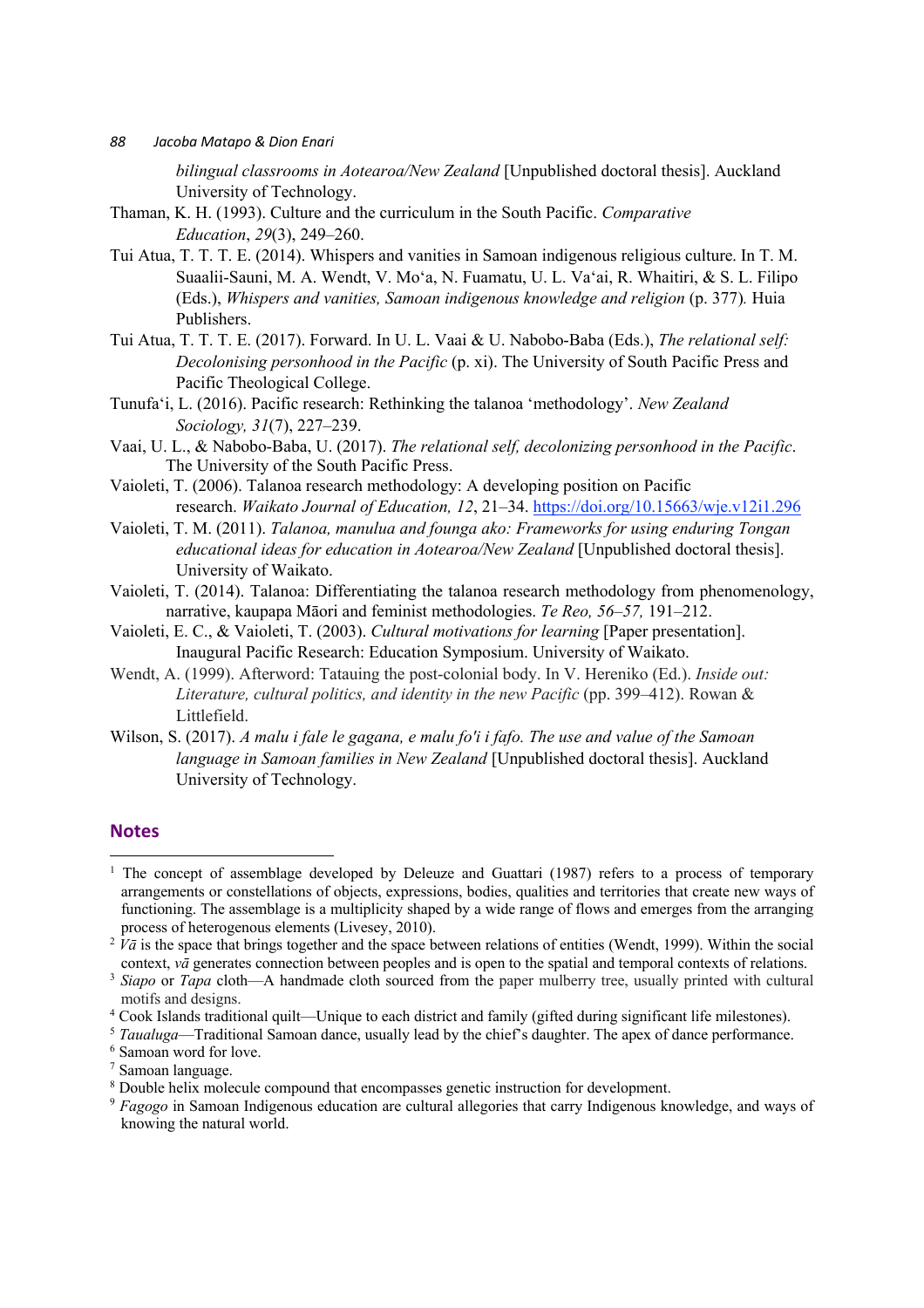bilingual classrooms in Aotearoa/New Zealand* [Unpublished doctoral thesis]. Auckland University of Technology.

Thaman, K. H. (1993). Culture and the curriculum in the South Pacific. *Comparative Education*, *29*(3), 249–260.

Tui Atua, T. T. T. E. (2014). Whispers and vanities in Samoan indigenous religious culture. In T. M. Suaalii-Sauni, M. A. Wendt, V. Mo'a, N. Fuamatu, U. L. Va'ai, R. Whaitiri, & S. L. Filipo (Eds.), *Whispers and vanities, Samoan indigenous knowledge and religion* (p. 377)*.* Huia Publishers.

Tui Atua, T. T. T. E. (2017). Forward. In U. L. Vaai & U. Nabobo-Baba (Eds.), *The relational self: Decolonising personhood in the Pacific* (p. xi). The University of South Pacific Press and Pacific Theological College.

Tunufa'i, L. (2016). Pacific research: Rethinking the talanoa 'methodology'. *New Zealand Sociology, 31*(7), 227–239.

Vaai, U. L., & Nabobo-Baba, U. (2017). *The relational self, decolonizing personhood in the Pacific*. The University of the South Pacific Press.

Vaioleti, T. (2006). Talanoa research methodology: A developing position on Pacific research. *Waikato Journal of Education, 12*, 21–34. https://doi.org/10.15663/wje.v12i1.296

Vaioleti, T. M. (2011). *Talanoa, manulua and founga ako: Frameworks for using enduring Tongan educational ideas for education in Aotearoa/New Zealand* [Unpublished doctoral thesis]. University of Waikato.

Vaioleti, T. (2014). Talanoa: Differentiating the talanoa research methodology from phenomenology, narrative, kaupapa Māori and feminist methodologies. *Te Reo, 56–57,* 191–212.

Vaioleti, E. C., & Vaioleti, T. (2003). *Cultural motivations for learning* [Paper presentation]. Inaugural Pacific Research: Education Symposium. University of Waikato.

Wendt, A. (1999). Afterword: Tatauing the post-colonial body. In V. Hereniko (Ed.). *Inside out: Literature, cultural politics, and identity in the new Pacific* (pp. 399–412). Rowan & Littlefield.

Wilson, S. (2017). *A malu i fale le gagana, e malu fo'i i fafo. The use and value of the Samoan language in Samoan families in New Zealand* [Unpublished doctoral thesis]. Auckland University of Technology.

## Notes

[1] The concept of assemblage developed by Deleuze and Guattari (1987) refers to a process of temporary arrangements or constellations of objects, expressions, bodies, qualities and territories that create new ways of functioning. The assemblage is a multiplicity shaped by a wide range of flows and emerges from the arranging process of heterogenous elements (Livesey, 2010).

[2] *Vā* is the space that brings together and the space between relations of entities (Wendt, 1999). Within the social context, *vā* generates connection between peoples and is open to the spatial and temporal contexts of relations.

[3] *Siapo* or *Tapa* cloth—A handmade cloth sourced from the paper mulberry tree, usually printed with cultural motifs and designs.

[4] Cook Islands traditional quilt—Unique to each district and family (gifted during significant life milestones).

[5] *Taualuga*—Traditional Samoan dance, usually lead by the chief's daughter. The apex of dance performance.

[6] Samoan word for love.

[7] Samoan language.

[8] Double helix molecule compound that encompasses genetic instruction for development.

[9] *Fagogo* in Samoan Indigenous education are cultural allegories that carry Indigenous knowledge, and ways of knowing the natural world.